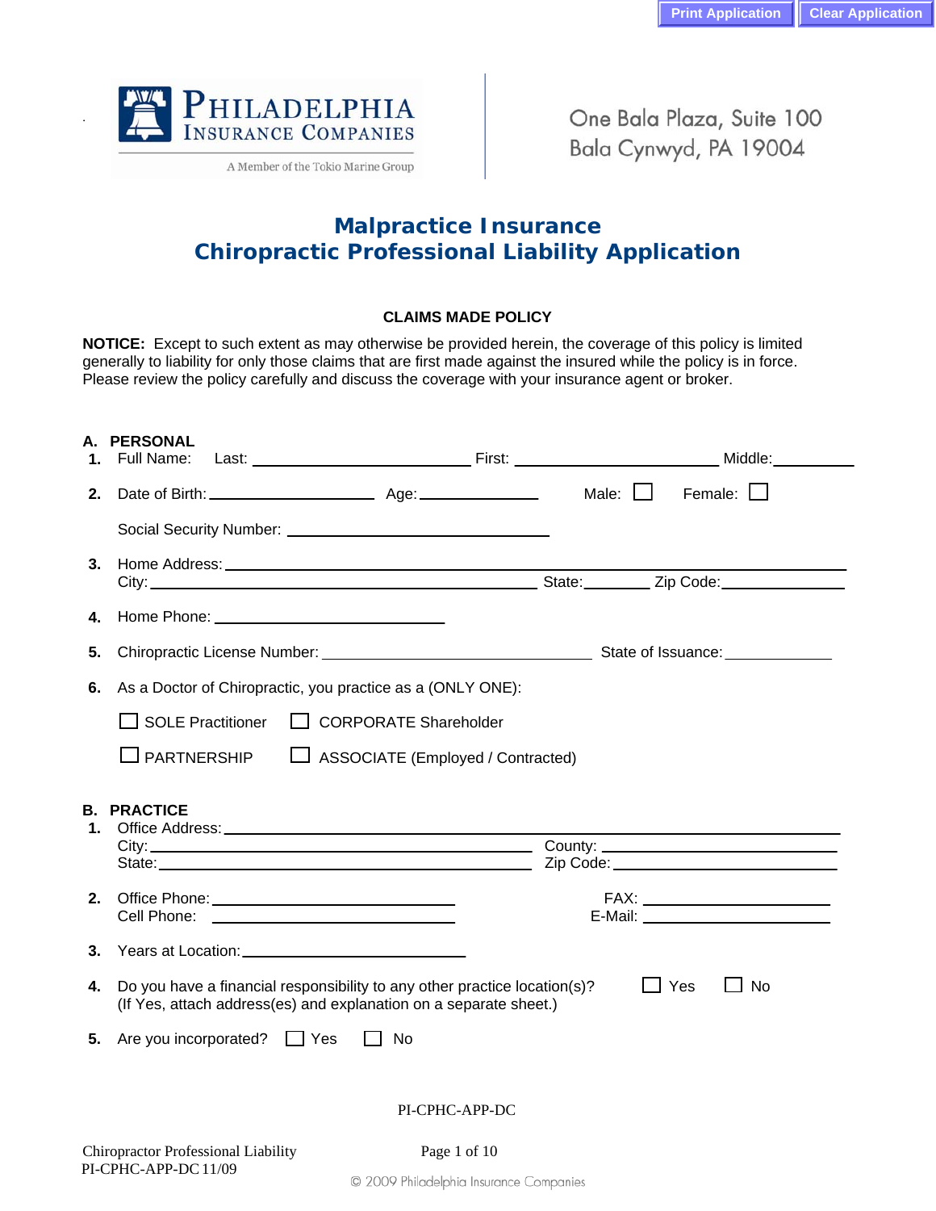Print Application | Clear Application

**PHILADELPHIA INSURANCE COMPANIES**
A Member of the Tokio Marine Group

One Bala Plaza, Suite 100
Bala Cynwyd, PA 19004

# Malpractice Insurance
# Chiropractic Professional Liability Application

**CLAIMS MADE POLICY**

**NOTICE:** Except to such extent as may otherwise be provided herein, the coverage of this policy is limited generally to liability for only those claims that are first made against the insured while the policy is in force. Please review the policy carefully and discuss the coverage with your insurance agent or broker.

## A. PERSONAL

1. Full Name: Last: ______________ First: ______________ Middle: __________

2. Date of Birth: ______________ Age: __________ Male: ☐ Female: ☐

   Social Security Number: ______________________

3. Home Address: ________________________________________________
   City: ______________________ State: ________ Zip Code: ____________

4. Home Phone: ______________________

5. Chiropractic License Number: ______________________ State of Issuance: ____________

6. As a Doctor of Chiropractic, you practice as a (ONLY ONE):

   ☐ SOLE Practitioner ☐ CORPORATE Shareholder

   ☐ PARTNERSHIP ☐ ASSOCIATE (Employed / Contracted)

## B. PRACTICE

1. Office Address: ________________________________________________
   City: ______________________ County: ______________________
   State: ______________________ Zip Code: ______________________

2. Office Phone: ______________________ FAX: ______________________
   Cell Phone: ______________________ E-Mail: ______________________

3. Years at Location: ______________________

4. Do you have a financial responsibility to any other practice location(s)? ☐ Yes ☐ No
   (If Yes, attach address(es) and explanation on a separate sheet.)

5. Are you incorporated? ☐ Yes ☐ No

PI-CPHC-APP-DC

Chiropractor Professional Liability
PI-CPHC-APP-DC 11/09

© 2009 Philadelphia Insurance Companies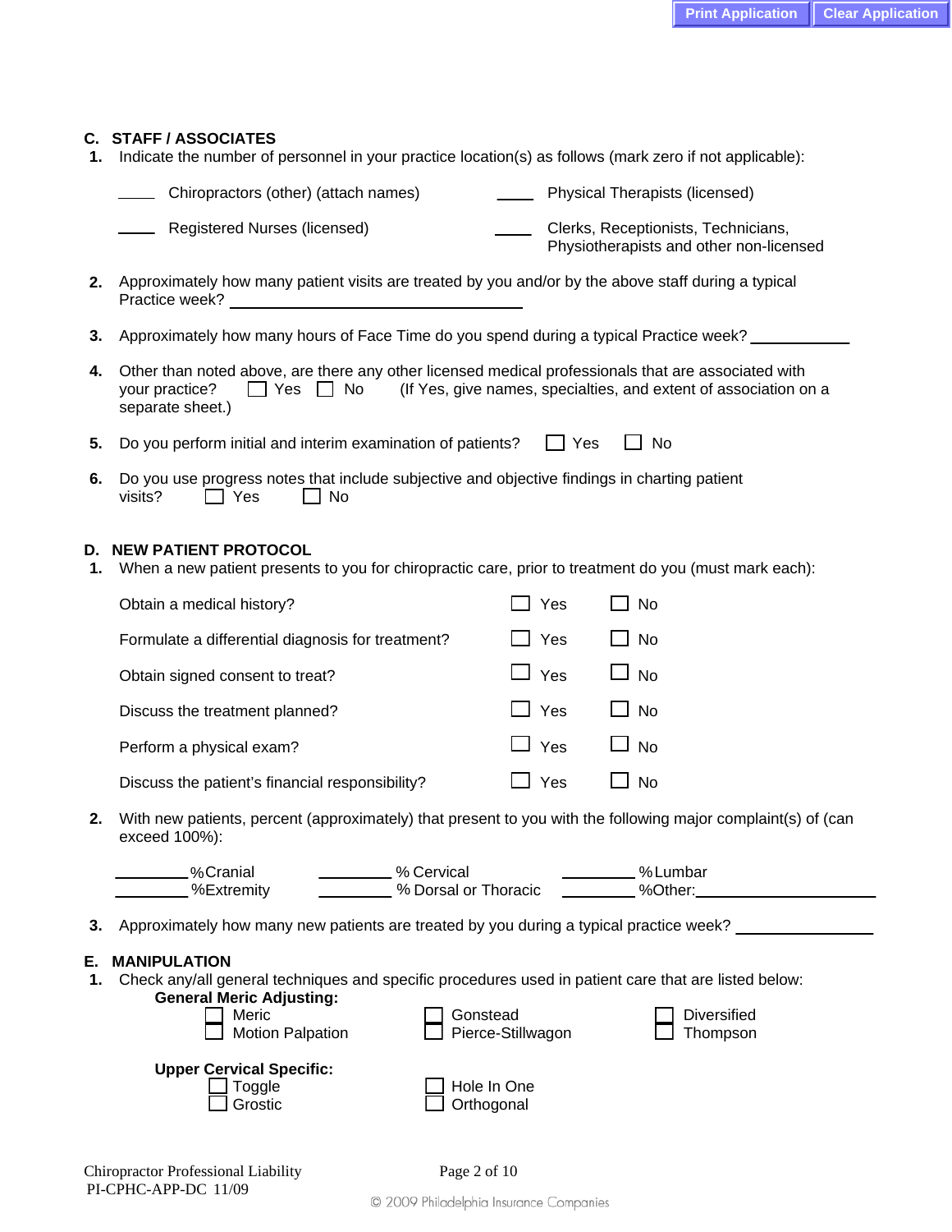## C. STAFF / ASSOCIATES

**1.** Indicate the number of personnel in your practice location(s) as follows (mark zero if not applicable):

_____ Chiropractors (other) (attach names)

_____ Physical Therapists (licensed)

_____ Registered Nurses (licensed)

_____ Clerks, Receptionists, Technicians, Physiotherapists and other non-licensed

**2.** Approximately how many patient visits are treated by you and/or by the above staff during a typical Practice week? ______________________________

**3.** Approximately how many hours of Face Time do you spend during a typical Practice week? __________

**4.** Other than noted above, are there any other licensed medical professionals that are associated with your practice? ☐ Yes ☐ No (If Yes, give names, specialties, and extent of association on a separate sheet.)

**5.** Do you perform initial and interim examination of patients? ☐ Yes ☐ No

**6.** Do you use progress notes that include subjective and objective findings in charting patient visits? ☐ Yes ☐ No

## D. NEW PATIENT PROTOCOL

**1.** When a new patient presents to you for chiropractic care, prior to treatment do you (must mark each):

| | | |
|---|---|---|
| Obtain a medical history? | ☐ Yes | ☐ No |
| Formulate a differential diagnosis for treatment? | ☐ Yes | ☐ No |
| Obtain signed consent to treat? | ☐ Yes | ☐ No |
| Discuss the treatment planned? | ☐ Yes | ☐ No |
| Perform a physical exam? | ☐ Yes | ☐ No |
| Discuss the patient's financial responsibility? | ☐ Yes | ☐ No |

**2.** With new patients, percent (approximately) that present to you with the following major complaint(s) of (can exceed 100%):

________%Cranial ________% Cervical ________%Lumbar

________%Extremity ________% Dorsal or Thoracic ________%Other:____________________

**3.** Approximately how many new patients are treated by you during a typical practice week? ______________

## E. MANIPULATION

**1.** Check any/all general techniques and specific procedures used in patient care that are listed below:

**General Meric Adjusting:**

☐ Meric ☐ Gonstead ☐ Diversified

☐ Motion Palpation ☐ Pierce-Stillwagon ☐ Thompson

**Upper Cervical Specific:**

☐ Toggle ☐ Hole In One

☐ Grostic ☐ Orthogonal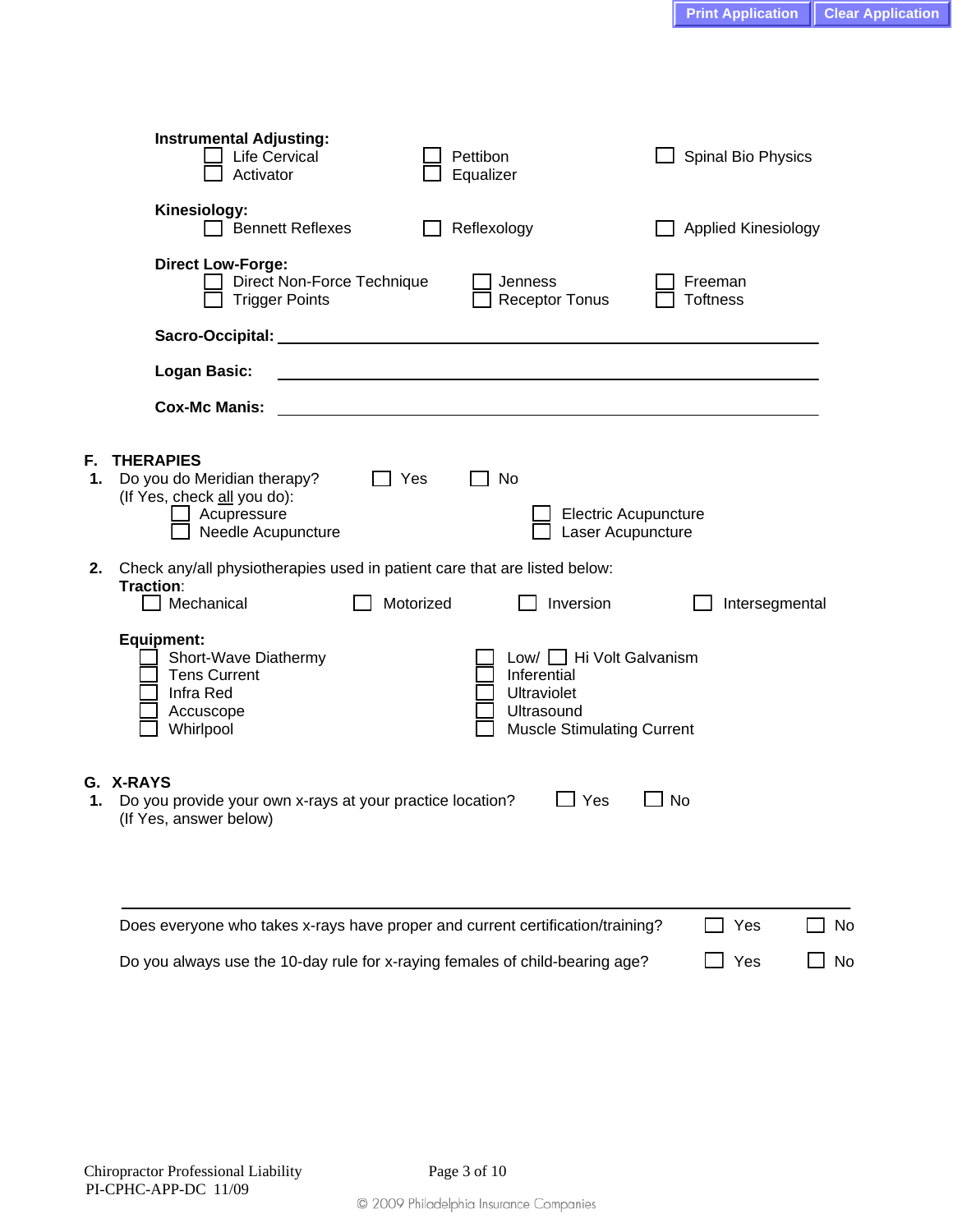**Instrumental Adjusting:**

- ☐ Life Cervical
- ☐ Activator
- ☐ Pettibon
- ☐ Equalizer
- ☐ Spinal Bio Physics

**Kinesiology:**

- ☐ Bennett Reflexes
- ☐ Reflexology
- ☐ Applied Kinesiology

**Direct Low-Forge:**

- ☐ Direct Non-Force Technique
- ☐ Trigger Points
- ☐ Jenness
- ☐ Receptor Tonus
- ☐ Freeman
- ☐ Toftness

**Sacro-Occipital:** ______________________________

**Logan Basic:** ______________________________

**Cox-Mc Manis:** ______________________________

## F. THERAPIES

**1.** Do you do Meridian therapy? ☐ Yes ☐ No
(If Yes, check all you do):

- ☐ Acupressure
- ☐ Needle Acupuncture
- ☐ Electric Acupuncture
- ☐ Laser Acupuncture

**2.** Check any/all physiotherapies used in patient care that are listed below:

**Traction**:

- ☐ Mechanical
- ☐ Motorized
- ☐ Inversion
- ☐ Intersegmental

**Equipment:**

- ☐ Short-Wave Diathermy
- ☐ Tens Current
- ☐ Infra Red
- ☐ Accuscope
- ☐ Whirlpool
- ☐ Low/ ☐ Hi Volt Galvanism
- ☐ Inferential
- ☐ Ultraviolet
- ☐ Ultrasound
- ☐ Muscle Stimulating Current

## G. X-RAYS

**1.** Do you provide your own x-rays at your practice location? ☐ Yes ☐ No
(If Yes, answer below)

Does everyone who takes x-rays have proper and current certification/training? ☐ Yes ☐ No

Do you always use the 10-day rule for x-raying females of child-bearing age? ☐ Yes ☐ No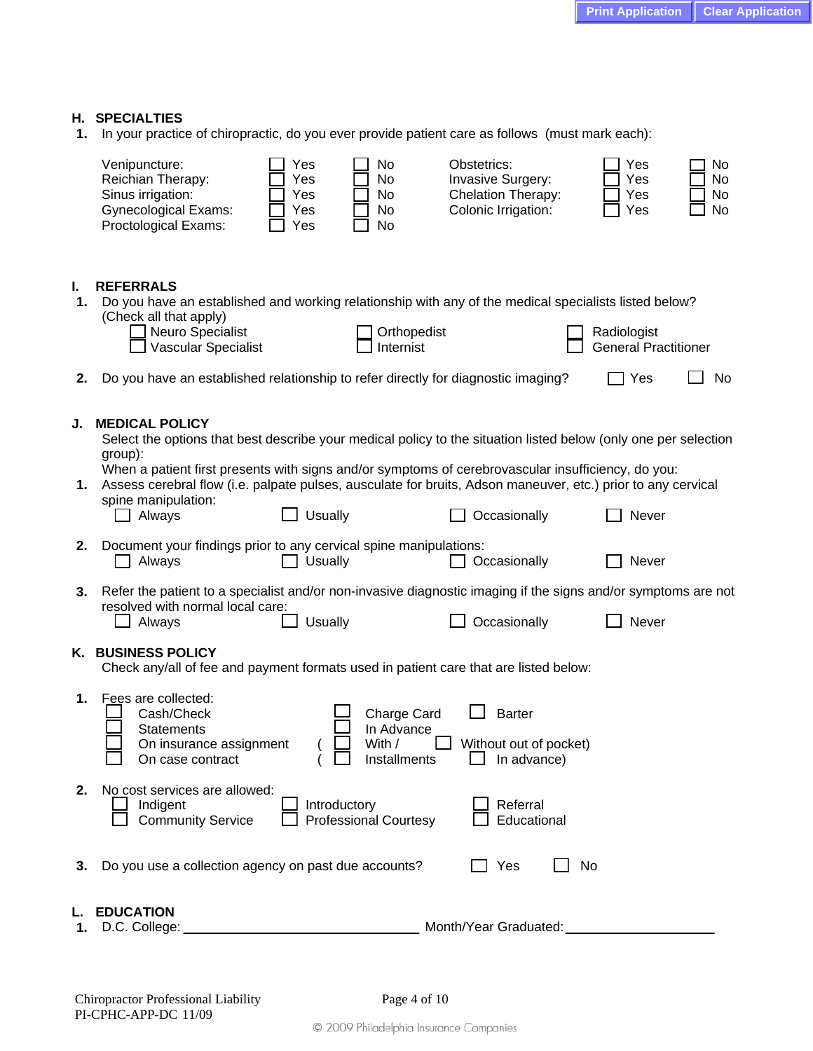## H. SPECIALTIES

**1.** In your practice of chiropractic, do you ever provide patient care as follows (must mark each):

| | | | | | |
|---|---|---|---|---|---|
| Venipuncture: | ☐ Yes | ☐ No | Obstetrics: | ☐ Yes | ☐ No |
| Reichian Therapy: | ☐ Yes | ☐ No | Invasive Surgery: | ☐ Yes | ☐ No |
| Sinus irrigation: | ☐ Yes | ☐ No | Chelation Therapy: | ☐ Yes | ☐ No |
| Gynecological Exams: | ☐ Yes | ☐ No | Colonic Irrigation: | ☐ Yes | ☐ No |
| Proctological Exams: | ☐ Yes | ☐ No | | | |

## I. REFERRALS

**1.** Do you have an established and working relationship with any of the medical specialists listed below? (Check all that apply)

☐ Neuro Specialist ☐ Orthopedist ☐ Radiologist
☐ Vascular Specialist ☐ Internist ☐ General Practitioner

**2.** Do you have an established relationship to refer directly for diagnostic imaging? ☐ Yes ☐ No

## J. MEDICAL POLICY

Select the options that best describe your medical policy to the situation listed below (only one per selection group):

When a patient first presents with signs and/or symptoms of cerebrovascular insufficiency, do you:

**1.** Assess cerebral flow (i.e. palpate pulses, ausculate for bruits, Adson maneuver, etc.) prior to any cervical spine manipulation:

☐ Always ☐ Usually ☐ Occasionally ☐ Never

**2.** Document your findings prior to any cervical spine manipulations:

☐ Always ☐ Usually ☐ Occasionally ☐ Never

**3.** Refer the patient to a specialist and/or non-invasive diagnostic imaging if the signs and/or symptoms are not resolved with normal local care:

☐ Always ☐ Usually ☐ Occasionally ☐ Never

## K. BUSINESS POLICY

Check any/all of fee and payment formats used in patient care that are listed below:

**1.** Fees are collected:

☐ Cash/Check ☐ Charge Card ☐ Barter
☐ Statements ☐ In Advance
☐ On insurance assignment ( ☐ With / ☐ Without out of pocket)
☐ On case contract ( ☐ Installments ☐ In advance)

**2.** No cost services are allowed:

☐ Indigent ☐ Introductory ☐ Referral
☐ Community Service ☐ Professional Courtesy ☐ Educational

**3.** Do you use a collection agency on past due accounts? ☐ Yes ☐ No

## L. EDUCATION

**1.** D.C. College: ______________________________ Month/Year Graduated: ____________________

Chiropractor Professional Liability
PI-CPHC-APP-DC 11/09

© 2009 Philadelphia Insurance Companies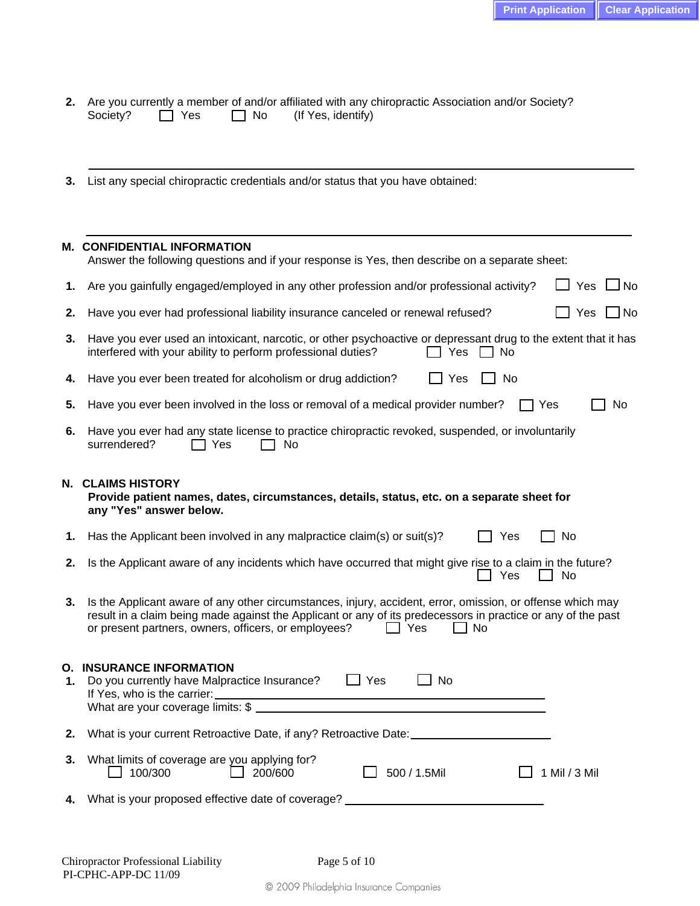2. Are you currently a member of and/or affiliated with any chiropractic Association and/or Society? Society? ☐ Yes ☐ No (If Yes, identify)

\_\_\_\_\_\_\_\_\_\_\_\_\_\_\_\_\_\_\_\_\_\_\_\_\_\_\_\_\_\_\_\_\_\_\_\_\_\_\_\_\_\_\_\_\_\_\_\_\_\_\_\_

3. List any special chiropractic credentials and/or status that you have obtained:

\_\_\_\_\_\_\_\_\_\_\_\_\_\_\_\_\_\_\_\_\_\_\_\_\_\_\_\_\_\_\_\_\_\_\_\_\_\_\_\_\_\_\_\_\_\_\_\_\_\_\_\_

## M. CONFIDENTIAL INFORMATION

Answer the following questions and if your response is Yes, then describe on a separate sheet:

1. Are you gainfully engaged/employed in any other profession and/or professional activity? ☐ Yes ☐ No
2. Have you ever had professional liability insurance canceled or renewal refused? ☐ Yes ☐ No
3. Have you ever used an intoxicant, narcotic, or other psychoactive or depressant drug to the extent that it has interfered with your ability to perform professional duties? ☐ Yes ☐ No
4. Have you ever been treated for alcoholism or drug addiction? ☐ Yes ☐ No
5. Have you ever been involved in the loss or removal of a medical provider number? ☐ Yes ☐ No
6. Have you ever had any state license to practice chiropractic revoked, suspended, or involuntarily surrendered? ☐ Yes ☐ No

## N. CLAIMS HISTORY

**Provide patient names, dates, circumstances, details, status, etc. on a separate sheet for any "Yes" answer below.**

1. Has the Applicant been involved in any malpractice claim(s) or suit(s)? ☐ Yes ☐ No
2. Is the Applicant aware of any incidents which have occurred that might give rise to a claim in the future? ☐ Yes ☐ No
3. Is the Applicant aware of any other circumstances, injury, accident, error, omission, or offense which may result in a claim being made against the Applicant or any of its predecessors in practice or any of the past or present partners, owners, officers, or employees? ☐ Yes ☐ No

## O. INSURANCE INFORMATION

1. Do you currently have Malpractice Insurance? ☐ Yes ☐ No
   If Yes, who is the carrier: \_\_\_\_\_\_\_\_\_\_\_\_\_\_\_\_\_\_\_\_\_\_\_\_\_\_\_\_
   What are your coverage limits: $ \_\_\_\_\_\_\_\_\_\_\_\_\_\_\_\_\_\_\_\_\_\_\_\_\_\_\_\_
2. What is your current Retroactive Date, if any? Retroactive Date: \_\_\_\_\_\_\_\_\_\_\_\_\_\_\_\_
3. What limits of coverage are you applying for?
   ☐ 100/300 ☐ 200/600 ☐ 500 / 1.5Mil ☐ 1 Mil / 3 Mil
4. What is your proposed effective date of coverage? \_\_\_\_\_\_\_\_\_\_\_\_\_\_\_\_\_\_\_\_\_\_\_\_

Chiropractor Professional Liability
PI-CPHC-APP-DC 11/09

© 2009 Philadelphia Insurance Companies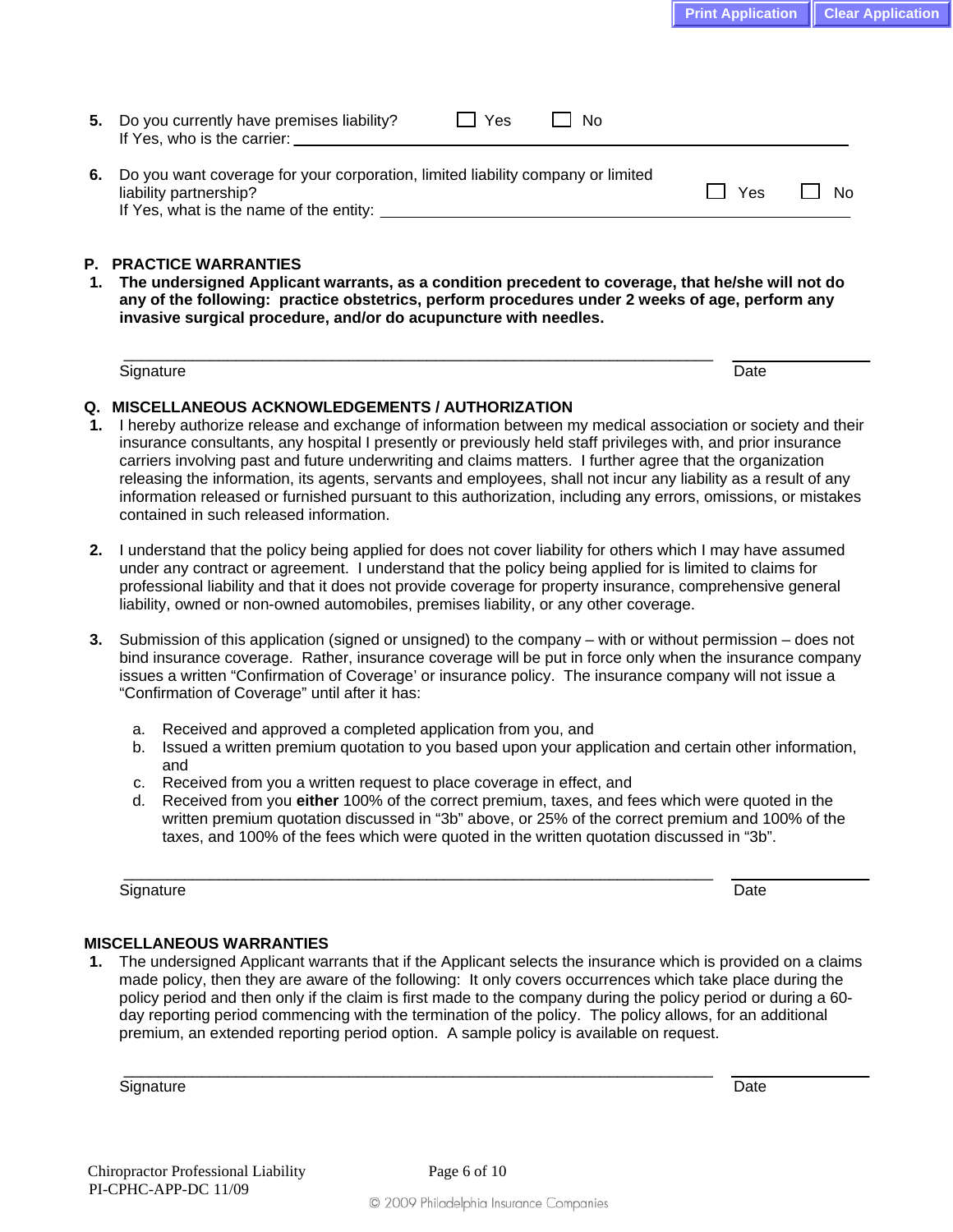5. Do you currently have premises liability? ☐ Yes ☐ No
   If Yes, who is the carrier: ______________________________________________

6. Do you want coverage for your corporation, limited liability company or limited liability partnership? ☐ Yes ☐ No
   If Yes, what is the name of the entity: ______________________________________

## P. PRACTICE WARRANTIES

1. **The undersigned Applicant warrants, as a condition precedent to coverage, that he/she will not do any of the following: practice obstetrics, perform procedures under 2 weeks of age, perform any invasive surgical procedure, and/or do acupuncture with needles.**

______________________________________________ ______________
Signature Date

## Q. MISCELLANEOUS ACKNOWLEDGEMENTS / AUTHORIZATION

1. I hereby authorize release and exchange of information between my medical association or society and their insurance consultants, any hospital I presently or previously held staff privileges with, and prior insurance carriers involving past and future underwriting and claims matters. I further agree that the organization releasing the information, its agents, servants and employees, shall not incur any liability as a result of any information released or furnished pursuant to this authorization, including any errors, omissions, or mistakes contained in such released information.

2. I understand that the policy being applied for does not cover liability for others which I may have assumed under any contract or agreement. I understand that the policy being applied for is limited to claims for professional liability and that it does not provide coverage for property insurance, comprehensive general liability, owned or non-owned automobiles, premises liability, or any other coverage.

3. Submission of this application (signed or unsigned) to the company – with or without permission – does not bind insurance coverage. Rather, insurance coverage will be put in force only when the insurance company issues a written "Confirmation of Coverage' or insurance policy. The insurance company will not issue a "Confirmation of Coverage" until after it has:

   a. Received and approved a completed application from you, and
   b. Issued a written premium quotation to you based upon your application and certain other information, and
   c. Received from you a written request to place coverage in effect, and
   d. Received from you **either** 100% of the correct premium, taxes, and fees which were quoted in the written premium quotation discussed in "3b" above, or 25% of the correct premium and 100% of the taxes, and 100% of the fees which were quoted in the written quotation discussed in "3b".

______________________________________________ ______________
Signature Date

## MISCELLANEOUS WARRANTIES

1. The undersigned Applicant warrants that if the Applicant selects the insurance which is provided on a claims made policy, then they are aware of the following: It only covers occurrences which take place during the policy period and then only if the claim is first made to the company during the policy period or during a 60-day reporting period commencing with the termination of the policy. The policy allows, for an additional premium, an extended reporting period option. A sample policy is available on request.

______________________________________________ ______________
Signature Date

Chiropractor Professional Liability
PI-CPHC-APP-DC 11/09

© 2009 Philadelphia Insurance Companies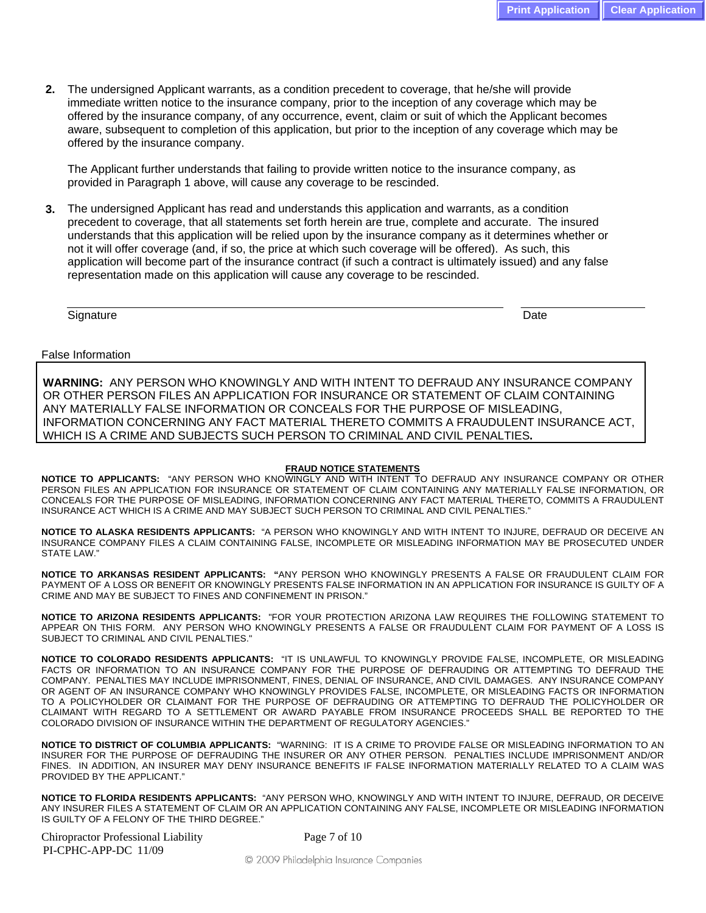**2.** The undersigned Applicant warrants, as a condition precedent to coverage, that he/she will provide immediate written notice to the insurance company, prior to the inception of any coverage which may be offered by the insurance company, of any occurrence, event, claim or suit of which the Applicant becomes aware, subsequent to completion of this application, but prior to the inception of any coverage which may be offered by the insurance company.

The Applicant further understands that failing to provide written notice to the insurance company, as provided in Paragraph 1 above, will cause any coverage to be rescinded.

**3.** The undersigned Applicant has read and understands this application and warrants, as a condition precedent to coverage, that all statements set forth herein are true, complete and accurate. The insured understands that this application will be relied upon by the insurance company as it determines whether or not it will offer coverage (and, if so, the price at which such coverage will be offered). As such, this application will become part of the insurance contract (if such a contract is ultimately issued) and any false representation made on this application will cause any coverage to be rescinded.

Signature ______________________________ Date ______________

False Information

**WARNING:** ANY PERSON WHO KNOWINGLY AND WITH INTENT TO DEFRAUD ANY INSURANCE COMPANY OR OTHER PERSON FILES AN APPLICATION FOR INSURANCE OR STATEMENT OF CLAIM CONTAINING ANY MATERIALLY FALSE INFORMATION OR CONCEALS FOR THE PURPOSE OF MISLEADING, INFORMATION CONCERNING ANY FACT MATERIAL THERETO COMMITS A FRAUDULENT INSURANCE ACT, WHICH IS A CRIME AND SUBJECTS SUCH PERSON TO CRIMINAL AND CIVIL PENALTIES**.**

## FRAUD NOTICE STATEMENTS

**NOTICE TO APPLICANTS:** "ANY PERSON WHO KNOWINGLY AND WITH INTENT TO DEFRAUD ANY INSURANCE COMPANY OR OTHER PERSON FILES AN APPLICATION FOR INSURANCE OR STATEMENT OF CLAIM CONTAINING ANY MATERIALLY FALSE INFORMATION, OR CONCEALS FOR THE PURPOSE OF MISLEADING, INFORMATION CONCERNING ANY FACT MATERIAL THERETO, COMMITS A FRAUDULENT INSURANCE ACT WHICH IS A CRIME AND MAY SUBJECT SUCH PERSON TO CRIMINAL AND CIVIL PENALTIES."

**NOTICE TO ALASKA RESIDENTS APPLICANTS:** "A PERSON WHO KNOWINGLY AND WITH INTENT TO INJURE, DEFRAUD OR DECEIVE AN INSURANCE COMPANY FILES A CLAIM CONTAINING FALSE, INCOMPLETE OR MISLEADING INFORMATION MAY BE PROSECUTED UNDER STATE LAW."

**NOTICE TO ARKANSAS RESIDENT APPLICANTS: "**ANY PERSON WHO KNOWINGLY PRESENTS A FALSE OR FRAUDULENT CLAIM FOR PAYMENT OF A LOSS OR BENEFIT OR KNOWINGLY PRESENTS FALSE INFORMATION IN AN APPLICATION FOR INSURANCE IS GUILTY OF A CRIME AND MAY BE SUBJECT TO FINES AND CONFINEMENT IN PRISON."

**NOTICE TO ARIZONA RESIDENTS APPLICANTS:** "FOR YOUR PROTECTION ARIZONA LAW REQUIRES THE FOLLOWING STATEMENT TO APPEAR ON THIS FORM. ANY PERSON WHO KNOWINGLY PRESENTS A FALSE OR FRAUDULENT CLAIM FOR PAYMENT OF A LOSS IS SUBJECT TO CRIMINAL AND CIVIL PENALTIES."

**NOTICE TO COLORADO RESIDENTS APPLICANTS:** "IT IS UNLAWFUL TO KNOWINGLY PROVIDE FALSE, INCOMPLETE, OR MISLEADING FACTS OR INFORMATION TO AN INSURANCE COMPANY FOR THE PURPOSE OF DEFRAUDING OR ATTEMPTING TO DEFRAUD THE COMPANY. PENALTIES MAY INCLUDE IMPRISONMENT, FINES, DENIAL OF INSURANCE, AND CIVIL DAMAGES. ANY INSURANCE COMPANY OR AGENT OF AN INSURANCE COMPANY WHO KNOWINGLY PROVIDES FALSE, INCOMPLETE, OR MISLEADING FACTS OR INFORMATION TO A POLICYHOLDER OR CLAIMANT FOR THE PURPOSE OF DEFRAUDING OR ATTEMPTING TO DEFRAUD THE POLICYHOLDER OR CLAIMANT WITH REGARD TO A SETTLEMENT OR AWARD PAYABLE FROM INSURANCE PROCEEDS SHALL BE REPORTED TO THE COLORADO DIVISION OF INSURANCE WITHIN THE DEPARTMENT OF REGULATORY AGENCIES."

**NOTICE TO DISTRICT OF COLUMBIA APPLICANTS:** "WARNING: IT IS A CRIME TO PROVIDE FALSE OR MISLEADING INFORMATION TO AN INSURER FOR THE PURPOSE OF DEFRAUDING THE INSURER OR ANY OTHER PERSON. PENALTIES INCLUDE IMPRISONMENT AND/OR FINES. IN ADDITION, AN INSURER MAY DENY INSURANCE BENEFITS IF FALSE INFORMATION MATERIALLY RELATED TO A CLAIM WAS PROVIDED BY THE APPLICANT."

**NOTICE TO FLORIDA RESIDENTS APPLICANTS:** "ANY PERSON WHO, KNOWINGLY AND WITH INTENT TO INJURE, DEFRAUD, OR DECEIVE ANY INSURER FILES A STATEMENT OF CLAIM OR AN APPLICATION CONTAINING ANY FALSE, INCOMPLETE OR MISLEADING INFORMATION IS GUILTY OF A FELONY OF THE THIRD DEGREE."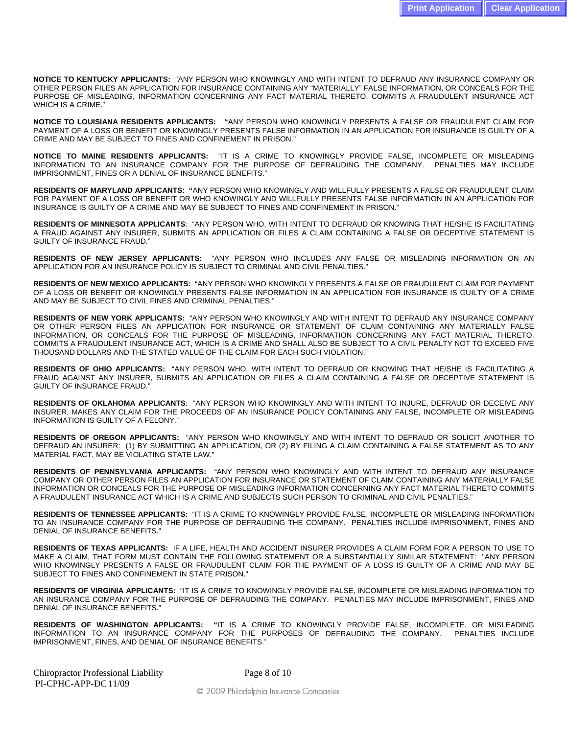**NOTICE TO KENTUCKY APPLICANTS:** "ANY PERSON WHO KNOWINGLY AND WITH INTENT TO DEFRAUD ANY INSURANCE COMPANY OR OTHER PERSON FILES AN APPLICATION FOR INSURANCE CONTAINING ANY "MATERIALLY" FALSE INFORMATION, OR CONCEALS FOR THE PURPOSE OF MISLEADING, INFORMATION CONCERNING ANY FACT MATERIAL THERETO, COMMITS A FRAUDULENT INSURANCE ACT WHICH IS A CRIME."

**NOTICE TO LOUISIANA RESIDENTS APPLICANTS:** "ANY PERSON WHO KNOWINGLY PRESENTS A FALSE OR FRAUDULENT CLAIM FOR PAYMENT OF A LOSS OR BENEFIT OR KNOWINGLY PRESENTS FALSE INFORMATION IN AN APPLICATION FOR INSURANCE IS GUILTY OF A CRIME AND MAY BE SUBJECT TO FINES AND CONFINEMENT IN PRISON."

**NOTICE TO MAINE RESIDENTS APPLICANTS:** "IT IS A CRIME TO KNOWINGLY PROVIDE FALSE, INCOMPLETE OR MISLEADING INFORMATION TO AN INSURANCE COMPANY FOR THE PURPOSE OF DEFRAUDING THE COMPANY. PENALTIES MAY INCLUDE IMPRISONMENT, FINES OR A DENIAL OF INSURANCE BENEFITS."

**RESIDENTS OF MARYLAND APPLICANTS:** "ANY PERSON WHO KNOWINGLY AND WILLFULLY PRESENTS A FALSE OR FRAUDULENT CLAIM FOR PAYMENT OF A LOSS OR BENEFIT OR WHO KNOWINGLY AND WILLFULLY PRESENTS FALSE INFORMATION IN AN APPLICATION FOR INSURANCE IS GUILTY OF A CRIME AND MAY BE SUBJECT TO FINES AND CONFINEMENT IN PRISON."

**RESIDENTS OF MINNESOTA APPLICANTS**: "ANY PERSON WHO, WITH INTENT TO DEFRAUD OR KNOWING THAT HE/SHE IS FACILITATING A FRAUD AGAINST ANY INSURER, SUBMITS AN APPLICATION OR FILES A CLAIM CONTAINING A FALSE OR DECEPTIVE STATEMENT IS GUILTY OF INSURANCE FRAUD."

**RESIDENTS OF NEW JERSEY APPLICANTS:** "ANY PERSON WHO INCLUDES ANY FALSE OR MISLEADING INFORMATION ON AN APPLICATION FOR AN INSURANCE POLICY IS SUBJECT TO CRIMINAL AND CIVIL PENALTIES."

**RESIDENTS OF NEW MEXICO APPLICANTS:** "ANY PERSON WHO KNOWINGLY PRESENTS A FALSE OR FRAUDULENT CLAIM FOR PAYMENT OF A LOSS OR BENEFIT OR KNOWINGLY PRESENTS FALSE INFORMATION IN AN APPLICATION FOR INSURANCE IS GUILTY OF A CRIME AND MAY BE SUBJECT TO CIVIL FINES AND CRIMINAL PENALTIES."

**RESIDENTS OF NEW YORK APPLICANTS:** "ANY PERSON WHO KNOWINGLY AND WITH INTENT TO DEFRAUD ANY INSURANCE COMPANY OR OTHER PERSON FILES AN APPLICATION FOR INSURANCE OR STATEMENT OF CLAIM CONTAINING ANY MATERIALLY FALSE INFORMATION, OR CONCEALS FOR THE PURPOSE OF MISLEADING, INFORMATION CONCERNING ANY FACT MATERIAL THERETO, COMMITS A FRAUDULENT INSURANCE ACT, WHICH IS A CRIME AND SHALL ALSO BE SUBJECT TO A CIVIL PENALTY NOT TO EXCEED FIVE THOUSAND DOLLARS AND THE STATED VALUE OF THE CLAIM FOR EACH SUCH VIOLATION."

**RESIDENTS OF OHIO APPLICANTS:** "ANY PERSON WHO, WITH INTENT TO DEFRAUD OR KNOWING THAT HE/SHE IS FACILITATING A FRAUD AGAINST ANY INSURER, SUBMITS AN APPLICATION OR FILES A CLAIM CONTAINING A FALSE OR DECEPTIVE STATEMENT IS GUILTY OF INSURANCE FRAUD."

**RESIDENTS OF OKLAHOMA APPLICANTS**: "ANY PERSON WHO KNOWINGLY AND WITH INTENT TO INJURE, DEFRAUD OR DECEIVE ANY INSURER, MAKES ANY CLAIM FOR THE PROCEEDS OF AN INSURANCE POLICY CONTAINING ANY FALSE, INCOMPLETE OR MISLEADING INFORMATION IS GUILTY OF A FELONY."

**RESIDENTS OF OREGON APPLICANTS:** "ANY PERSON WHO KNOWINGLY AND WITH INTENT TO DEFRAUD OR SOLICIT ANOTHER TO DEFRAUD AN INSURER: (1) BY SUBMITTING AN APPLICATION, OR (2) BY FILING A CLAIM CONTAINING A FALSE STATEMENT AS TO ANY MATERIAL FACT, MAY BE VIOLATING STATE LAW."

**RESIDENTS OF PENNSYLVANIA APPLICANTS:** "ANY PERSON WHO KNOWINGLY AND WITH INTENT TO DEFRAUD ANY INSURANCE COMPANY OR OTHER PERSON FILES AN APPLICATION FOR INSURANCE OR STATEMENT OF CLAIM CONTAINING ANY MATERIALLY FALSE INFORMATION OR CONCEALS FOR THE PURPOSE OF MISLEADING INFORMATION CONCERNING ANY FACT MATERIAL THERETO COMMITS A FRAUDULENT INSURANCE ACT WHICH IS A CRIME AND SUBJECTS SUCH PERSON TO CRIMINAL AND CIVIL PENALTIES."

**RESIDENTS OF TENNESSEE APPLICANTS:** "IT IS A CRIME TO KNOWINGLY PROVIDE FALSE, INCOMPLETE OR MISLEADING INFORMATION TO AN INSURANCE COMPANY FOR THE PURPOSE OF DEFRAUDING THE COMPANY. PENALTIES INCLUDE IMPRISONMENT, FINES AND DENIAL OF INSURANCE BENEFITS."

**RESIDENTS OF TEXAS APPLICANTS:** IF A LIFE, HEALTH AND ACCIDENT INSURER PROVIDES A CLAIM FORM FOR A PERSON TO USE TO MAKE A CLAIM, THAT FORM MUST CONTAIN THE FOLLOWING STATEMENT OR A SUBSTANTIALLY SIMILAR STATEMENT: "ANY PERSON WHO KNOWINGLY PRESENTS A FALSE OR FRAUDULENT CLAIM FOR THE PAYMENT OF A LOSS IS GUILTY OF A CRIME AND MAY BE SUBJECT TO FINES AND CONFINEMENT IN STATE PRISON."

**RESIDENTS OF VIRGINIA APPLICANTS:** "IT IS A CRIME TO KNOWINGLY PROVIDE FALSE, INCOMPLETE OR MISLEADING INFORMATION TO AN INSURANCE COMPANY FOR THE PURPOSE OF DEFRAUDING THE COMPANY. PENALTIES MAY INCLUDE IMPRISONMENT, FINES AND DENIAL OF INSURANCE BENEFITS."

**RESIDENTS OF WASHINGTON APPLICANTS:** "IT IS A CRIME TO KNOWINGLY PROVIDE FALSE, INCOMPLETE, OR MISLEADING INFORMATION TO AN INSURANCE COMPANY FOR THE PURPOSES OF DEFRAUDING THE COMPANY. PENALTIES INCLUDE IMPRISONMENT, FINES, AND DENIAL OF INSURANCE BENEFITS."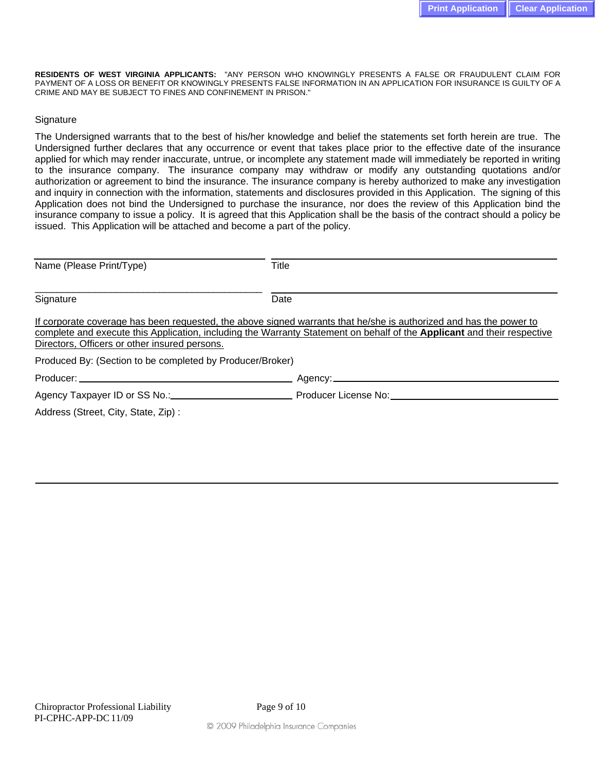**RESIDENTS OF WEST VIRGINIA APPLICANTS:** "ANY PERSON WHO KNOWINGLY PRESENTS A FALSE OR FRAUDULENT CLAIM FOR PAYMENT OF A LOSS OR BENEFIT OR KNOWINGLY PRESENTS FALSE INFORMATION IN AN APPLICATION FOR INSURANCE IS GUILTY OF A CRIME AND MAY BE SUBJECT TO FINES AND CONFINEMENT IN PRISON."

Signature

The Undersigned warrants that to the best of his/her knowledge and belief the statements set forth herein are true. The Undersigned further declares that any occurrence or event that takes place prior to the effective date of the insurance applied for which may render inaccurate, untrue, or incomplete any statement made will immediately be reported in writing to the insurance company. The insurance company may withdraw or modify any outstanding quotations and/or authorization or agreement to bind the insurance. The insurance company is hereby authorized to make any investigation and inquiry in connection with the information, statements and disclosures provided in this Application. The signing of this Application does not bind the Undersigned to purchase the insurance, nor does the review of this Application bind the insurance company to issue a policy. It is agreed that this Application shall be the basis of the contract should a policy be issued. This Application will be attached and become a part of the policy.

Name (Please Print/Type): ______________________ Title: ______________________

Signature: ______________________ Date: ______________________

<u>If corporate coverage has been requested, the above signed warrants that he/she is authorized and has the power to complete and execute this Application, including the Warranty Statement on behalf of the **Applicant** and their respective Directors, Officers or other insured persons.</u>

Produced By: (Section to be completed by Producer/Broker)

Producer: ______________________ Agency: ______________________

Agency Taxpayer ID or SS No.: ______________________ Producer License No: ______________________

Address (Street, City, State, Zip) :

______________________________________________

Chiropractor Professional Liability
PI-CPHC-APP-DC 11/09

© 2009 Philadelphia Insurance Companies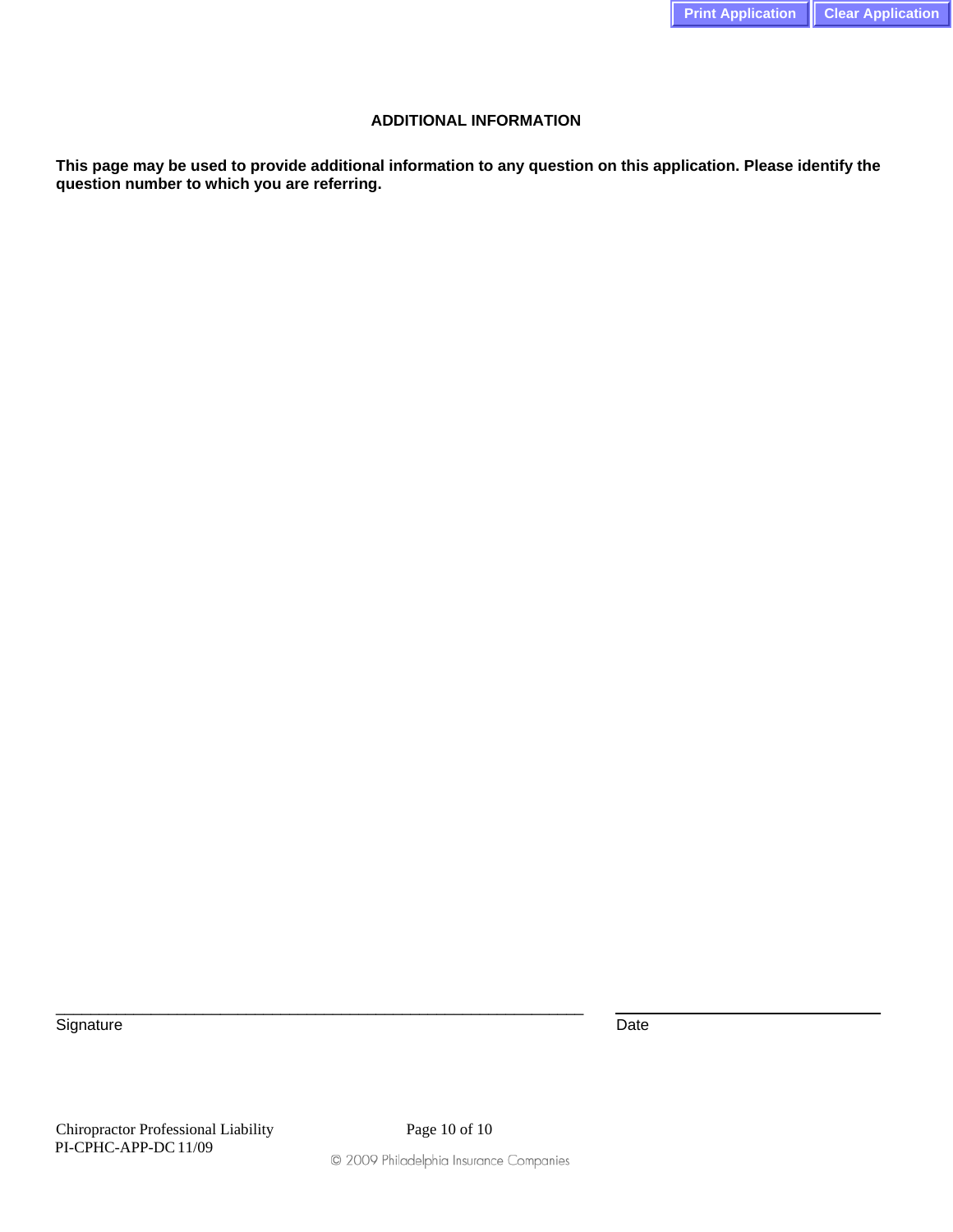## ADDITIONAL INFORMATION

**This page may be used to provide additional information to any question on this application. Please identify the question number to which you are referring.**

\_\_\_\_\_\_\_\_\_\_\_\_\_\_\_\_\_\_\_\_\_\_\_\_\_\_\_\_\_\_\_\_\_\_\_\_\_\_\_\_\_\_\_\_\_\_\_\_\_\_\_\_\_\_\_\_\_\_\_\_\_\_\_\_\_\_\_\_\_\_\_\_ \_\_\_\_\_\_\_\_\_\_\_\_\_\_\_\_\_\_\_\_\_\_\_\_\_\_\_\_\_\_\_\_\_\_\_\_

Signature Date

Chiropractor Professional Liability
PI-CPHC-APP-DC 11/09

© 2009 Philadelphia Insurance Companies